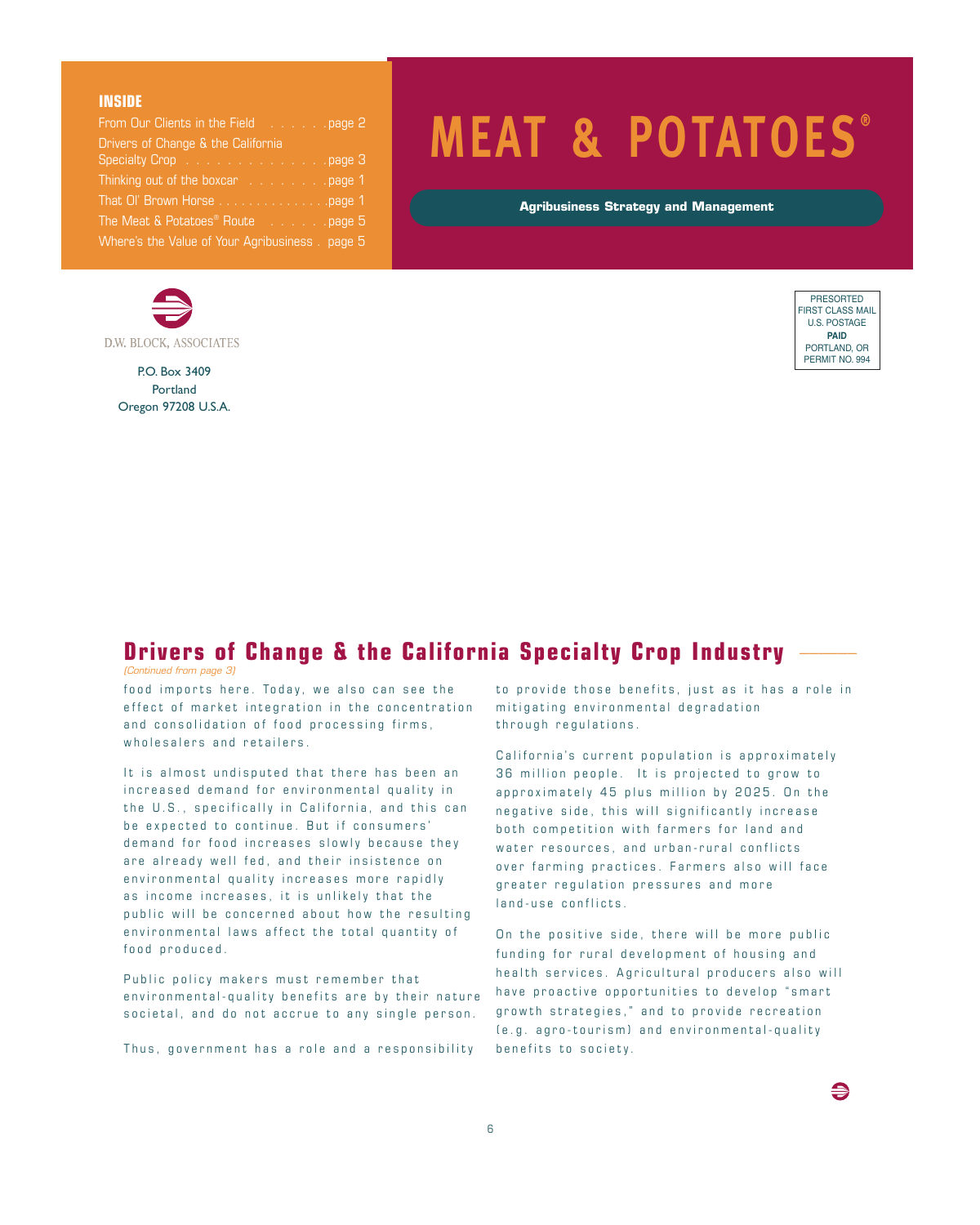**INSIDE**

From Our Clients in the Field . . . . . . page 2
Drivers of Change & the California Specialty Crop . . . . . . . . . . . . . . . page 3
Thinking out of the boxcar . . . . . . . . page 1
That Ol' Brown Horse . . . . . . . . . . . . . . . page 1
The Meat & Potatoes® Route . . . . . . page 5
Where's the Value of Your Agribusiness . page 5

# MEAT & POTATOES®

**Agribusiness Strategy and Management**

D.W. BLOCK, ASSOCIATES

P.O. Box 3409
Portland
Oregon 97208 U.S.A.

PRESORTED
FIRST CLASS MAIL
U.S. POSTAGE
**PAID**
PORTLAND, OR
PERMIT NO. 994

## Drivers of Change & the California Specialty Crop Industry

*(Continued from page 3)*

food imports here. Today, we also can see the effect of market integration in the concentration and consolidation of food processing firms, wholesalers and retailers.

It is almost undisputed that there has been an increased demand for environmental quality in the U.S., specifically in California, and this can be expected to continue. But if consumers' demand for food increases slowly because they are already well fed, and their insistence on environmental quality increases more rapidly as income increases, it is unlikely that the public will be concerned about how the resulting environmental laws affect the total quantity of food produced.

Public policy makers must remember that environmental-quality benefits are by their nature societal, and do not accrue to any single person.

Thus, government has a role and a responsibility to provide those benefits, just as it has a role in mitigating environmental degradation through regulations.

California's current population is approximately 36 million people. It is projected to grow to approximately 45 plus million by 2025. On the negative side, this will significantly increase both competition with farmers for land and water resources, and urban-rural conflicts over farming practices. Farmers also will face greater regulation pressures and more land-use conflicts.

On the positive side, there will be more public funding for rural development of housing and health services. Agricultural producers also will have proactive opportunities to develop "smart growth strategies," and to provide recreation (e.g. agro-tourism) and environmental-quality benefits to society.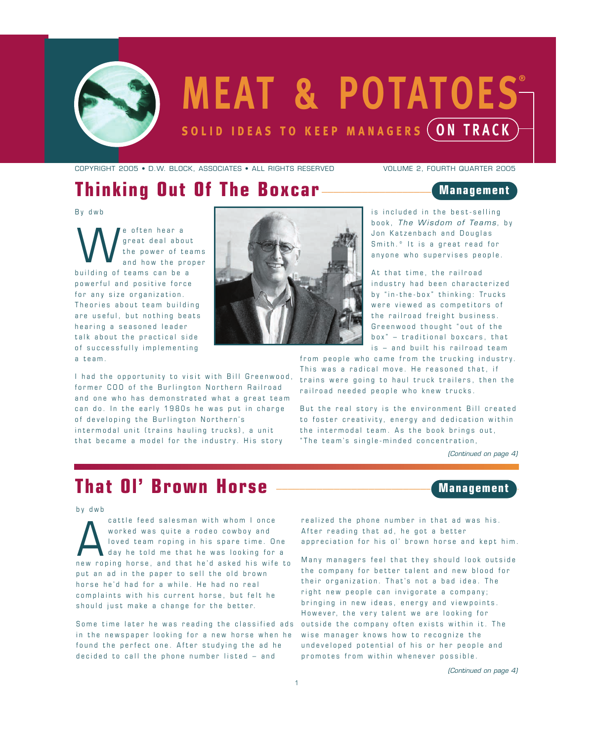# MEAT & POTATOES®

**SOLID IDEAS TO KEEP MANAGERS ON TRACK**

COPYRIGHT 2005 • D.W. BLOCK, ASSOCIATES • ALL RIGHTS RESERVED

VOLUME 2, FOURTH QUARTER 2005

## Thinking Out Of The Boxcar

**Management**

By dwb

We often hear a great deal about the power of teams and how the proper building of teams can be a powerful and positive force for any size organization. Theories about team building are useful, but nothing beats hearing a seasoned leader talk about the practical side of successfully implementing a team.

I had the opportunity to visit with Bill Greenwood, former COO of the Burlington Northern Railroad and one who has demonstrated what a great team can do. In the early 1980s he was put in charge of developing the Burlington Northern's intermodal unit (trains hauling trucks), a unit that became a model for the industry. His story is included in the best-selling book, *The Wisdom of Teams*, by Jon Katzenbach and Douglas Smith.* It is a great read for anyone who supervises people.

At that time, the railroad industry had been characterized by "in-the-box" thinking: Trucks were viewed as competitors of the railroad freight business. Greenwood thought "out of the box" – traditional boxcars, that is – and built his railroad team from people who came from the trucking industry. This was a radical move. He reasoned that, if trains were going to haul truck trailers, then the railroad needed people who knew trucks.

But the real story is the environment Bill created to foster creativity, energy and dedication within the intermodal team. As the book brings out, "The team's single-minded concentration,

*(Continued on page 4)*

## That Ol' Brown Horse

**Management**

by dwb

A cattle feed salesman with whom I once worked was quite a rodeo cowboy and loved team roping in his spare time. One day he told me that he was looking for a new roping horse, and that he'd asked his wife to put an ad in the paper to sell the old brown horse he'd had for a while. He had no real complaints with his current horse, but felt he should just make a change for the better.

Some time later he was reading the classified ads in the newspaper looking for a new horse when he found the perfect one. After studying the ad he decided to call the phone number listed – and realized the phone number in that ad was his. After reading that ad, he got a better appreciation for his ol' brown horse and kept him.

Many managers feel that they should look outside the company for better talent and new blood for their organization. That's not a bad idea. The right new people can invigorate a company; bringing in new ideas, energy and viewpoints. However, the very talent we are looking for outside the company often exists within it. The wise manager knows how to recognize the undeveloped potential of his or her people and promotes from within whenever possible.

*(Continued on page 4)*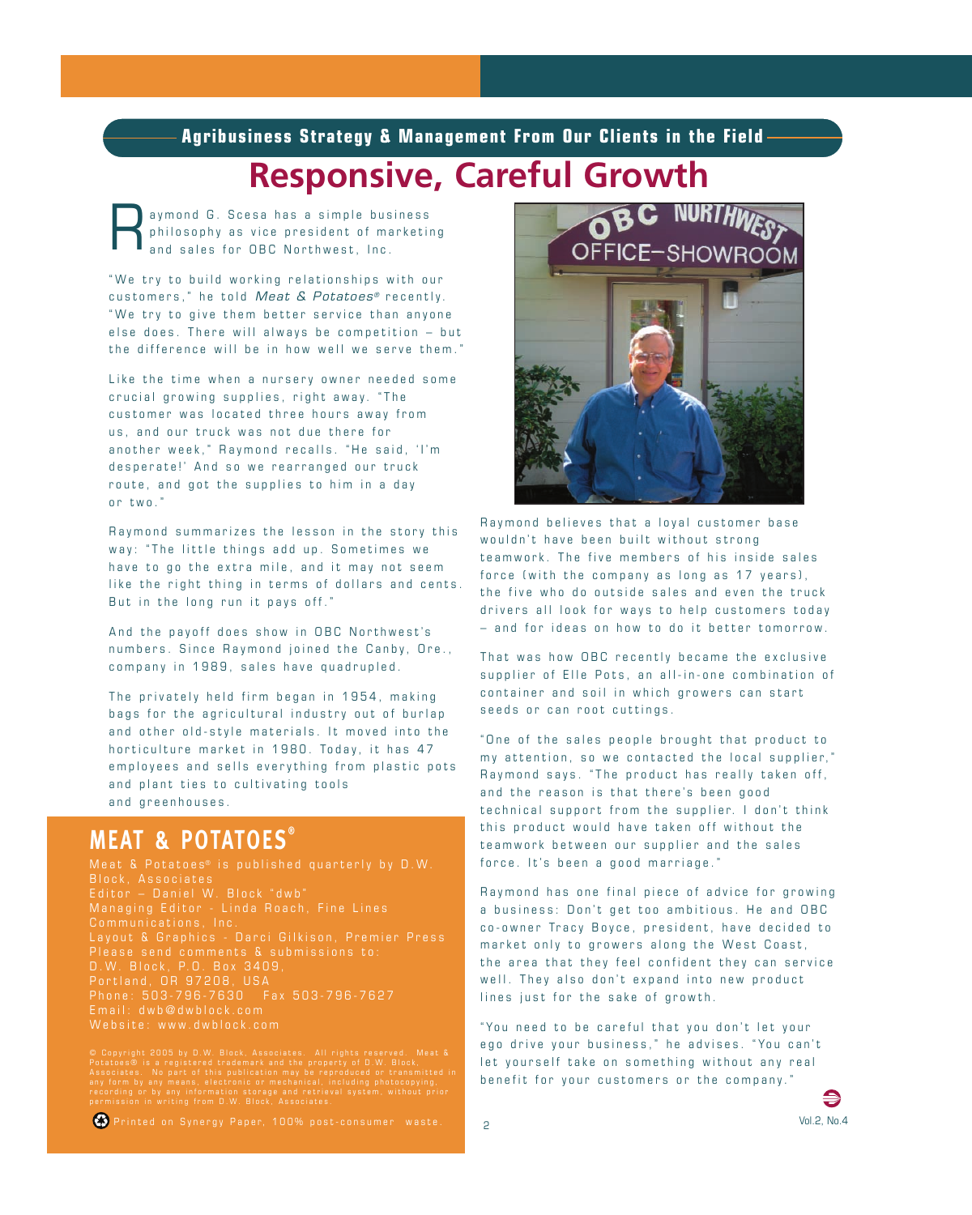Agribusiness Strategy & Management From Our Clients in the Field

# Responsive, Careful Growth

Raymond G. Scesa has a simple business philosophy as vice president of marketing and sales for OBC Northwest, Inc.

"We try to build working relationships with our customers," he told *Meat & Potatoes®* recently. "We try to give them better service than anyone else does. There will always be competition – but the difference will be in how well we serve them."

Like the time when a nursery owner needed some crucial growing supplies, right away. "The customer was located three hours away from us, and our truck was not due there for another week," Raymond recalls. "He said, 'I'm desperate!' And so we rearranged our truck route, and got the supplies to him in a day or two."

Raymond summarizes the lesson in the story this way: "The little things add up. Sometimes we have to go the extra mile, and it may not seem like the right thing in terms of dollars and cents. But in the long run it pays off."

And the payoff does show in OBC Northwest's numbers. Since Raymond joined the Canby, Ore., company in 1989, sales have quadrupled.

The privately held firm began in 1954, making bags for the agricultural industry out of burlap and other old-style materials. It moved into the horticulture market in 1980. Today, it has 47 employees and sells everything from plastic pots and plant ties to cultivating tools and greenhouses.

Raymond believes that a loyal customer base wouldn't have been built without strong teamwork. The five members of his inside sales force (with the company as long as 17 years), the five who do outside sales and even the truck drivers all look for ways to help customers today – and for ideas on how to do it better tomorrow.

That was how OBC recently became the exclusive supplier of Elle Pots, an all-in-one combination of container and soil in which growers can start seeds or can root cuttings.

"One of the sales people brought that product to my attention, so we contacted the local supplier," Raymond says. "The product has really taken off, and the reason is that there's been good technical support from the supplier. I don't think this product would have taken off without the teamwork between our supplier and the sales force. It's been a good marriage."

Raymond has one final piece of advice for growing a business: Don't get too ambitious. He and OBC co-owner Tracy Boyce, president, have decided to market only to growers along the West Coast, the area that they feel confident they can service well. They also don't expand into new product lines just for the sake of growth.

"You need to be careful that you don't let your ego drive your business," he advises. "You can't let yourself take on something without any real benefit for your customers or the company."

## MEAT & POTATOES®

Meat & Potatoes® is published quarterly by D.W. Block, Associates
Editor – Daniel W. Block "dwb"
Managing Editor - Linda Roach, Fine Lines Communications, Inc.
Layout & Graphics - Darci Gilkison, Premier Press
Please send comments & submissions to:
D.W. Block, P.O. Box 3409,
Portland, OR 97208, USA
Phone: 503-796-7630 Fax 503-796-7627
Email: dwb@dwblock.com
Website: www.dwblock.com

© Copyright 2005 by D.W. Block, Associates. All rights reserved. Meat & Potatoes® is a registered trademark and the property of D.W. Block, Associates. No part of this publication may be reproduced or transmitted in any form by any means, electronic or mechanical, including photocopying, recording or by any information storage and retrieval system, without prior permission in writing from D.W. Block, Associates.

Printed on Synergy Paper, 100% post-consumer waste.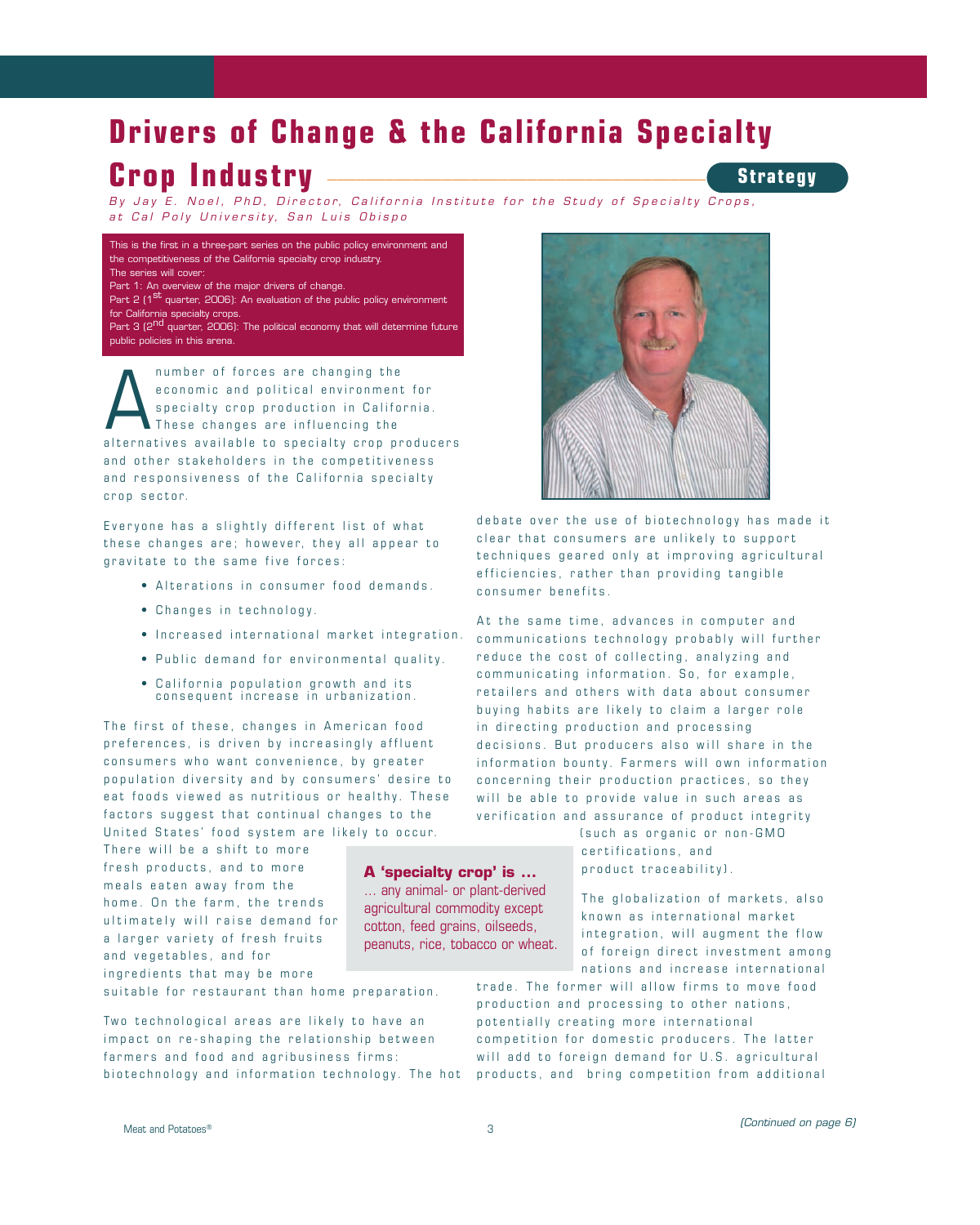# Drivers of Change & the California Specialty Crop Industry

**Strategy**

*By Jay E. Noel, PhD, Director, California Institute for the Study of Specialty Crops, at Cal Poly University, San Luis Obispo*

This is the first in a three-part series on the public policy environment and the competitiveness of the California specialty crop industry.
The series will cover:
Part 1: An overview of the major drivers of change.
Part 2 (1st quarter, 2006): An evaluation of the public policy environment for California specialty crops.
Part 3 (2nd quarter, 2006): The political economy that will determine future public policies in this arena.

A number of forces are changing the economic and political environment for specialty crop production in California. These changes are influencing the alternatives available to specialty crop producers and other stakeholders in the competitiveness and responsiveness of the California specialty crop sector.

Everyone has a slightly different list of what these changes are; however, they all appear to gravitate to the same five forces:

- Alterations in consumer food demands.
- Changes in technology.
- Increased international market integration.
- Public demand for environmental quality.
- California population growth and its consequent increase in urbanization.

The first of these, changes in American food preferences, is driven by increasingly affluent consumers who want convenience, by greater population diversity and by consumers' desire to eat foods viewed as nutritious or healthy. These factors suggest that continual changes to the United States' food system are likely to occur. There will be a shift to more fresh products, and to more meals eaten away from the home. On the farm, the trends ultimately will raise demand for a larger variety of fresh fruits and vegetables, and for ingredients that may be more suitable for restaurant than home preparation.

**A 'specialty crop' is ...**
... any animal- or plant-derived agricultural commodity except cotton, feed grains, oilseeds, peanuts, rice, tobacco or wheat.

Two technological areas are likely to have an impact on re-shaping the relationship between farmers and food and agribusiness firms: biotechnology and information technology. The hot debate over the use of biotechnology has made it clear that consumers are unlikely to support techniques geared only at improving agricultural efficiencies, rather than providing tangible consumer benefits.

At the same time, advances in computer and communications technology probably will further reduce the cost of collecting, analyzing and communicating information. So, for example, retailers and others with data about consumer buying habits are likely to claim a larger role in directing production and processing decisions. But producers also will share in the information bounty. Farmers will own information concerning their production practices, so they will be able to provide value in such areas as verification and assurance of product integrity (such as organic or non-GMO certifications, and product traceability).

The globalization of markets, also known as international market integration, will augment the flow of foreign direct investment among nations and increase international trade. The former will allow firms to move food production and processing to other nations, potentially creating more international competition for domestic producers. The latter will add to foreign demand for U.S. agricultural products, and bring competition from additional

*(Continued on page 6)*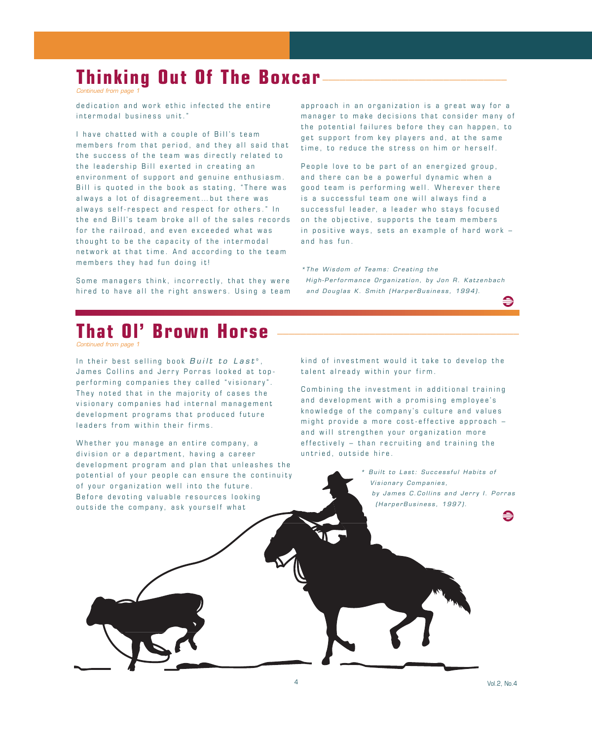## Thinking Out Of The Boxcar

*Continued from page 1*

dedication and work ethic infected the entire intermodal business unit."

I have chatted with a couple of Bill's team members from that period, and they all said that the success of the team was directly related to the leadership Bill exerted in creating an environment of support and genuine enthusiasm. Bill is quoted in the book as stating, "There was always a lot of disagreement…but there was always self-respect and respect for others." In the end Bill's team broke all of the sales records for the railroad, and even exceeded what was thought to be the capacity of the intermodal network at that time. And according to the team members they had fun doing it!

Some managers think, incorrectly, that they were hired to have all the right answers. Using a team approach in an organization is a great way for a manager to make decisions that consider many of the potential failures before they can happen, to get support from key players and, at the same time, to reduce the stress on him or herself.

People love to be part of an energized group, and there can be a powerful dynamic when a good team is performing well. Wherever there is a successful team one will always find a successful leader, a leader who stays focused on the objective, supports the team members in positive ways, sets an example of hard work – and has fun.

*\*The Wisdom of Teams: Creating the High-Performance Organization, by Jon R. Katzenbach and Douglas K. Smith (HarperBusiness, 1994).*

## That Ol' Brown Horse

*Continued from page 1*

In their best selling book *Built to Last*\*, James Collins and Jerry Porras looked at top-performing companies they called "visionary". They noted that in the majority of cases the visionary companies had internal management development programs that produced future leaders from within their firms.

Whether you manage an entire company, a division or a department, having a career development program and plan that unleashes the potential of your people can ensure the continuity of your organization well into the future. Before devoting valuable resources looking outside the company, ask yourself what kind of investment would it take to develop the talent already within your firm.

Combining the investment in additional training and development with a promising employee's knowledge of the company's culture and values might provide a more cost-effective approach – and will strengthen your organization more effectively – than recruiting and training the untried, outside hire.

*\* Built to Last: Successful Habits of Visionary Companies, by James C.Collins and Jerry I. Porras (HarperBusiness, 1997).*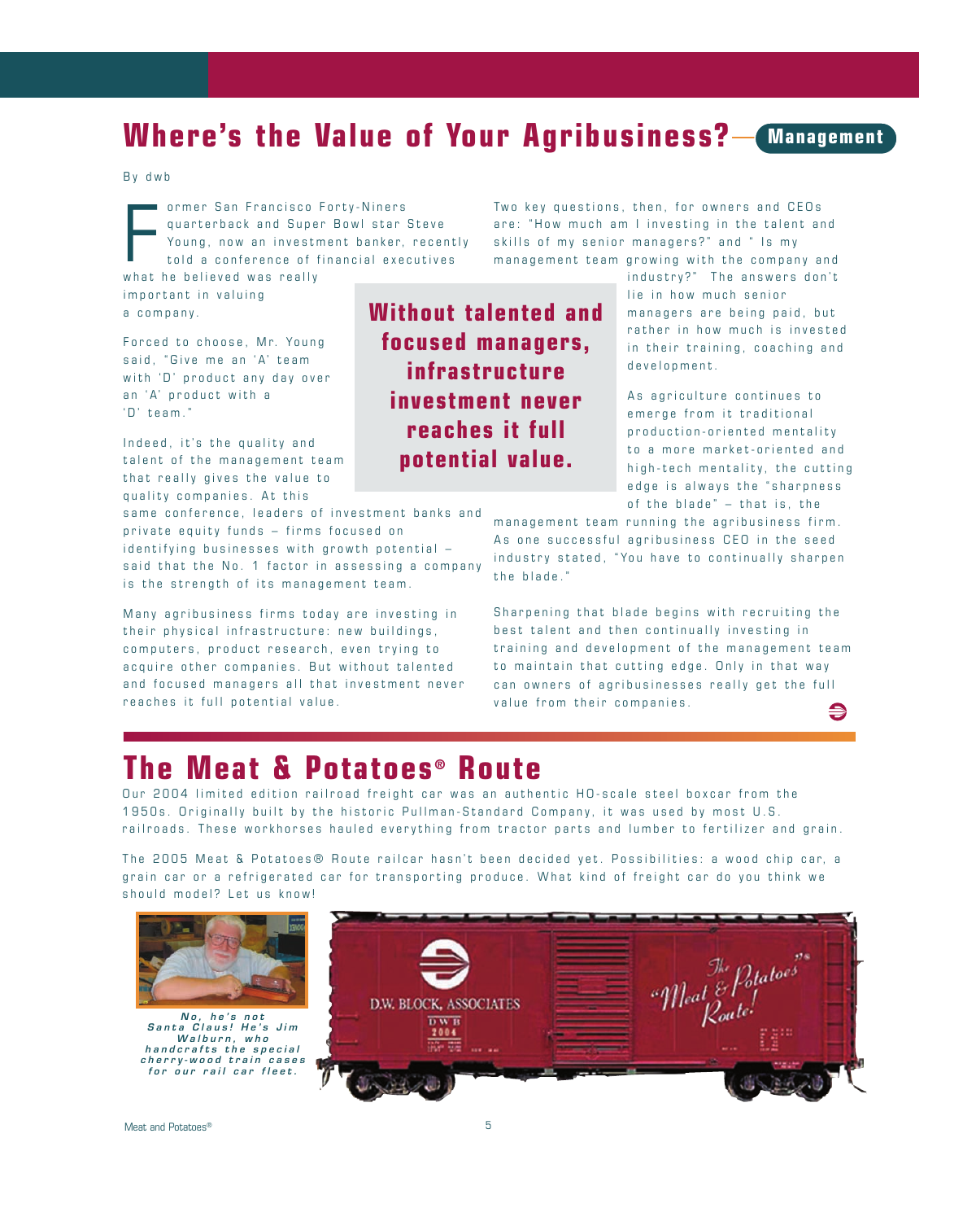# Where's the Value of Your Agribusiness?—Management

By dwb

Former San Francisco Forty-Niners quarterback and Super Bowl star Steve Young, now an investment banker, recently told a conference of financial executives what he believed was really important in valuing a company.

Forced to choose, Mr. Young said, "Give me an 'A' team with 'D' product any day over an 'A' product with a 'D' team."

Indeed, it's the quality and talent of the management team that really gives the value to quality companies. At this same conference, leaders of investment banks and private equity funds – firms focused on identifying businesses with growth potential – said that the No. 1 factor in assessing a company is the strength of its management team.

Many agribusiness firms today are investing in their physical infrastructure: new buildings, computers, product research, even trying to acquire other companies. But without talented and focused managers all that investment never reaches it full potential value.

**Without talented and focused managers, infrastructure investment never reaches it full potential value.**

Two key questions, then, for owners and CEOs are: "How much am I investing in the talent and skills of my senior managers?" and " Is my management team growing with the company and industry?" The answers don't lie in how much senior managers are being paid, but rather in how much is invested in their training, coaching and development.

As agriculture continues to emerge from it traditional production-oriented mentality to a more market-oriented and high-tech mentality, the cutting edge is always the "sharpness of the blade" – that is, the management team running the agribusiness firm. As one successful agribusiness CEO in the seed industry stated, "You have to continually sharpen the blade."

Sharpening that blade begins with recruiting the best talent and then continually investing in training and development of the management team to maintain that cutting edge. Only in that way can owners of agribusinesses really get the full value from their companies.

# The Meat & Potatoes® Route

Our 2004 limited edition railroad freight car was an authentic HO-scale steel boxcar from the 1950s. Originally built by the historic Pullman-Standard Company, it was used by most U.S. railroads. These workhorses hauled everything from tractor parts and lumber to fertilizer and grain.

The 2005 Meat & Potatoes® Route railcar hasn't been decided yet. Possibilities: a wood chip car, a grain car or a refrigerated car for transporting produce. What kind of freight car do you think we should model? Let us know!

*No, he's not Santa Claus! He's Jim Walburn, who handcrafts the special cherry-wood train cases for our rail car fleet.*